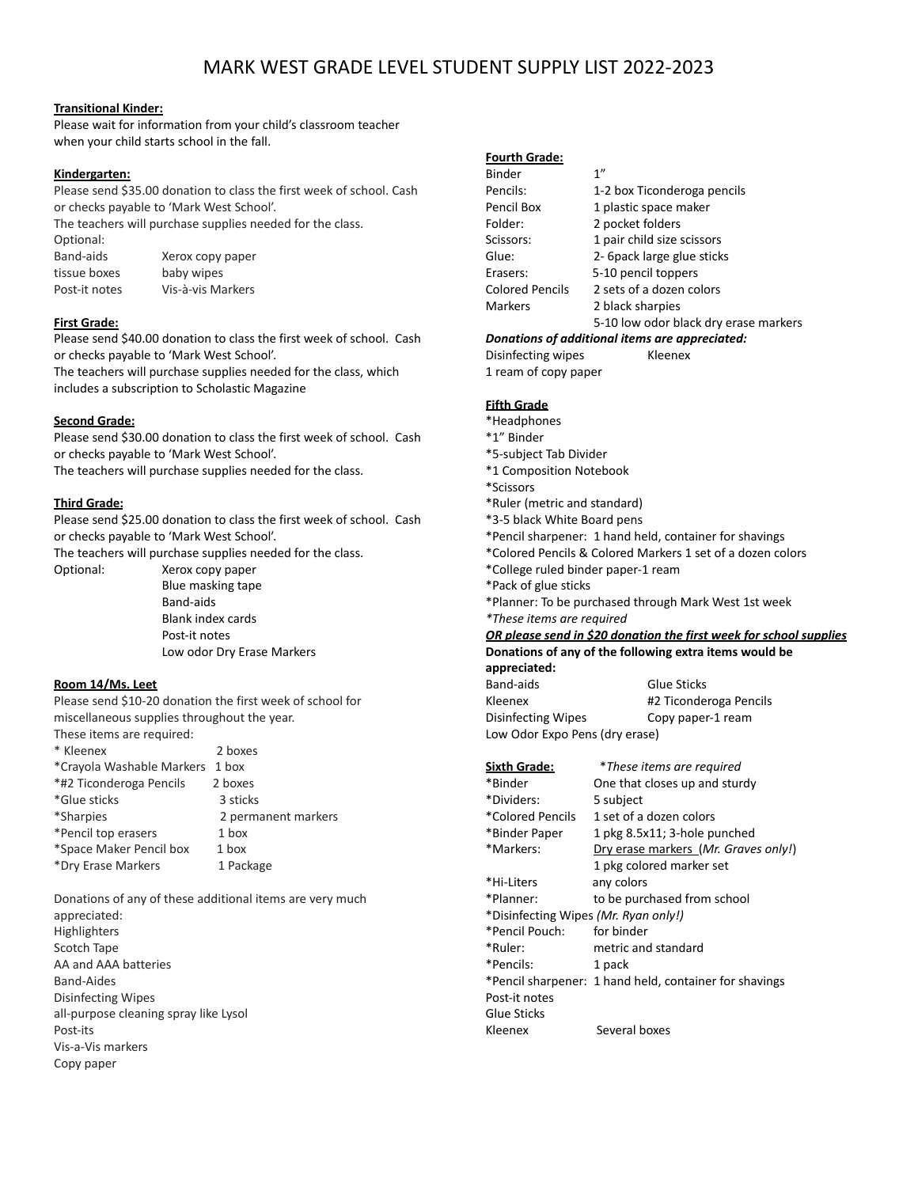# MARK WEST GRADE LEVEL STUDENT SUPPLY LIST 2022-2023

**Transitional Kinder:**

Please wait for information from your child's classroom teacher when your child starts school in the fall.

**Kindergarten:**

Please send $35.00 donation to class the first week of school. Cash or checks payable to 'Mark West School'.

The teachers will purchase supplies needed for the class.

Optional:

| | |
|---|---|
| Band-aids | Xerox copy paper |
| tissue boxes | baby wipes |
| Post-it notes | Vis-à-vis Markers |

**First Grade:**

Please send $40.00 donation to class the first week of school. Cash or checks payable to 'Mark West School'.

The teachers will purchase supplies needed for the class, which includes a subscription to Scholastic Magazine

**Second Grade:**

Please send $30.00 donation to class the first week of school. Cash or checks payable to 'Mark West School'.

The teachers will purchase supplies needed for the class.

**Third Grade:**

Please send $25.00 donation to class the first week of school. Cash or checks payable to 'Mark West School'.

The teachers will purchase supplies needed for the class.

Optional:
- Xerox copy paper
- Blue masking tape
- Band-aids
- Blank index cards
- Post-it notes
- Low odor Dry Erase Markers

**Room 14/Ms. Leet**

Please send $10-20 donation the first week of school for miscellaneous supplies throughout the year.

These items are required:

| | |
|---|---|
| * Kleenex | 2 boxes |
| *Crayola Washable Markers | 1 box |
| *#2 Ticonderoga Pencils | 2 boxes |
| *Glue sticks | 3 sticks |
| *Sharpies | 2 permanent markers |
| *Pencil top erasers | 1 box |
| *Space Maker Pencil box | 1 box |
| *Dry Erase Markers | 1 Package |

Donations of any of these additional items are very much appreciated:

Highlighters
Scotch Tape
AA and AAA batteries
Band-Aides
Disinfecting Wipes
all-purpose cleaning spray like Lysol
Post-its
Vis-a-Vis markers
Copy paper

**Fourth Grade:**

| | |
|---|---|
| Binder | 1" |
| Pencils: | 1-2 box Ticonderoga pencils |
| Pencil Box | 1 plastic space maker |
| Folder: | 2 pocket folders |
| Scissors: | 1 pair child size scissors |
| Glue: | 2- 6pack large glue sticks |
| Erasers: | 5-10 pencil toppers |
| Colored Pencils | 2 sets of a dozen colors |
| Markers | 2 black sharpies |
| | 5-10 low odor black dry erase markers |

***Donations of additional items are appreciated:***

Disinfecting wipes Kleenex
1 ream of copy paper

**Fifth Grade**

*Headphones
*1" Binder
*5-subject Tab Divider
*1 Composition Notebook
*Scissors
*Ruler (metric and standard)
*3-5 black White Board pens
*Pencil sharpener: 1 hand held, container for shavings
*Colored Pencils & Colored Markers 1 set of a dozen colors
*College ruled binder paper-1 ream
*Pack of glue sticks
*Planner: To be purchased through Mark West 1st week
*\*These items are required*
***OR please send in $20 donation the first week for school supplies***

**Donations of any of the following extra items would be appreciated:**

| | |
|---|---|
| Band-aids | Glue Sticks |
| Kleenex | #2 Ticonderoga Pencils |
| Disinfecting Wipes | Copy paper-1 ream |
| Low Odor Expo Pens (dry erase) | |

**Sixth Grade:** *\*These items are required*

| | |
|---|---|
| *Binder | One that closes up and sturdy |
| *Dividers: | 5 subject |
| *Colored Pencils | 1 set of a dozen colors |
| *Binder Paper | 1 pkg 8.5x11; 3-hole punched |
| *Markers: | Dry erase markers (*Mr. Graves only!*) |
| | 1 pkg colored marker set |
| *Hi-Liters | any colors |
| *Planner: | to be purchased from school |
| *Disinfecting Wipes *(Mr. Ryan only!)* | |
| *Pencil Pouch: | for binder |
| *Ruler: | metric and standard |
| *Pencils: | 1 pack |
| *Pencil sharpener: | 1 hand held, container for shavings |
| Post-it notes | |
| Glue Sticks | |
| Kleenex | Several boxes |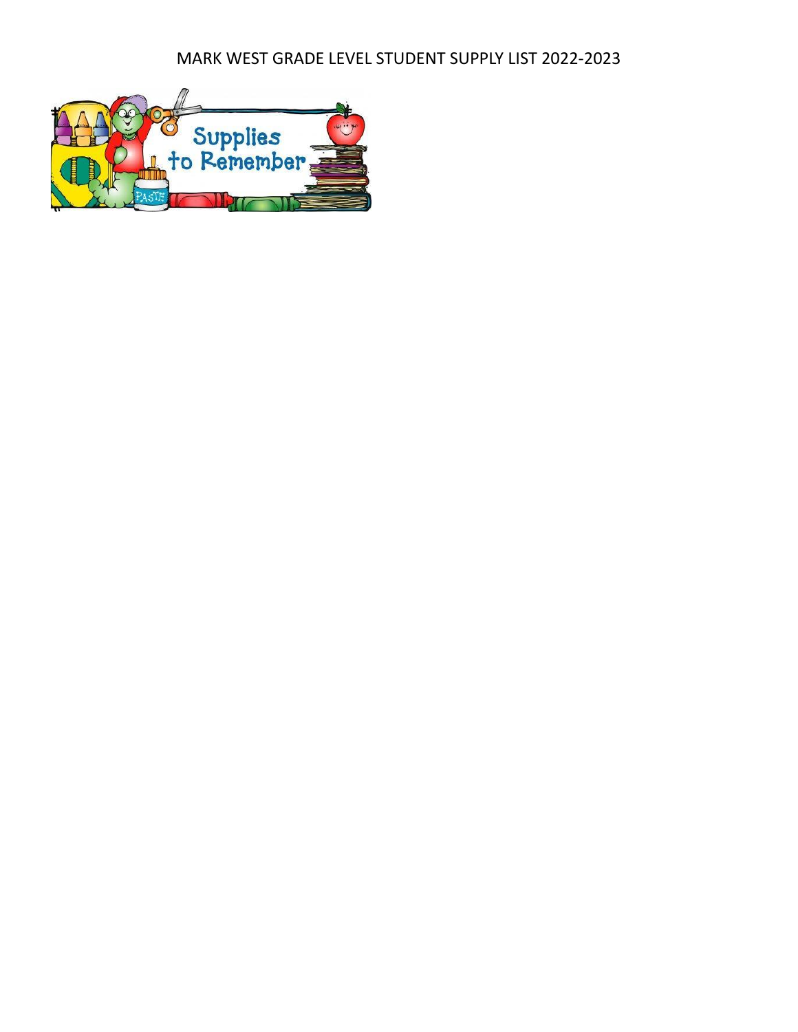MARK WEST GRADE LEVEL STUDENT SUPPLY LIST 2022-2023